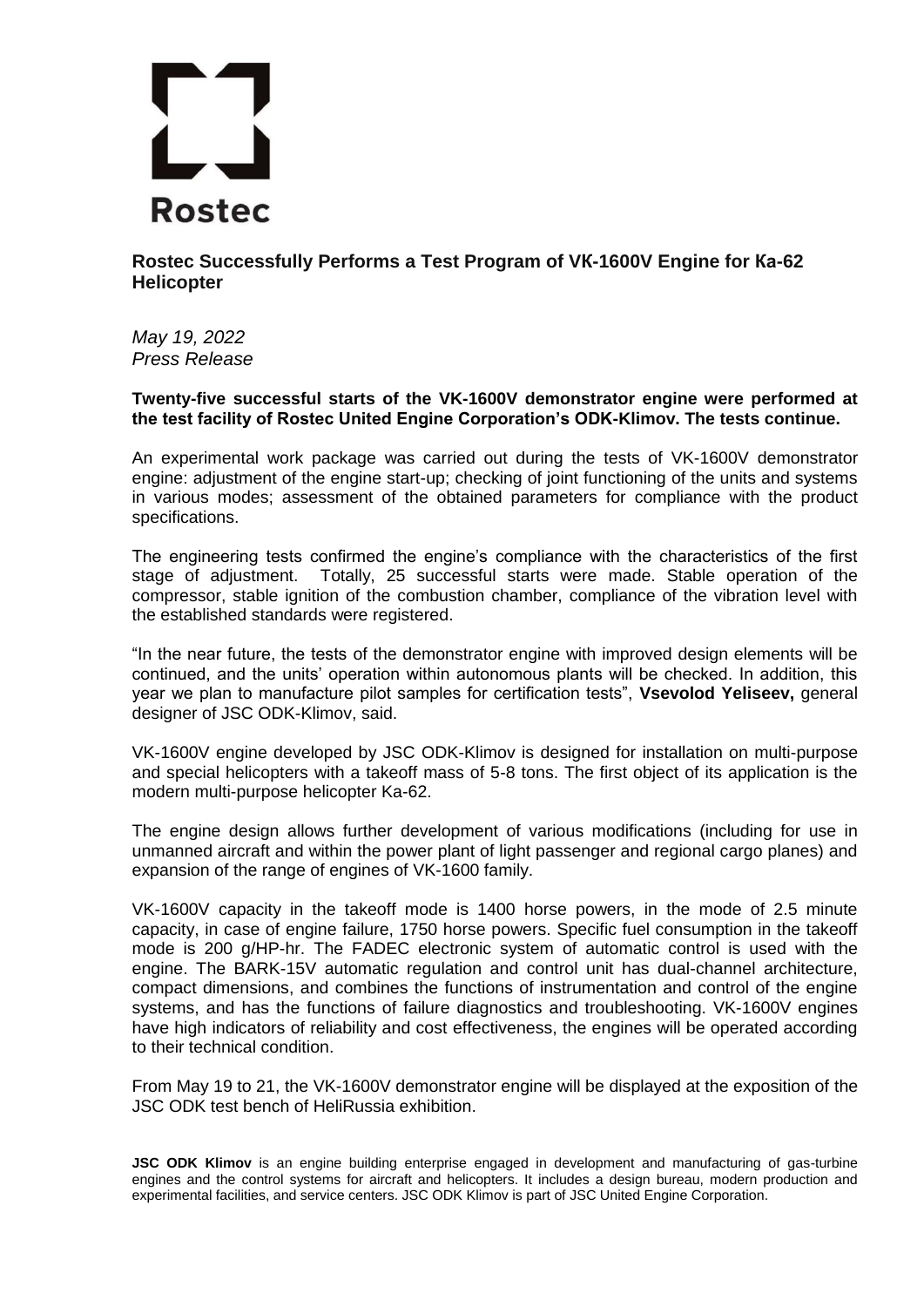Rostec

# Rostec Successfully Performs a Test Program of VK-1600V Engine for Ka-62 Helicopter

*May 19, 2022*
*Press Release*

**Twenty-five successful starts of the VK-1600V demonstrator engine were performed at the test facility of Rostec United Engine Corporation's ODK-Klimov. The tests continue.**

An experimental work package was carried out during the tests of VK-1600V demonstrator engine: adjustment of the engine start-up; checking of joint functioning of the units and systems in various modes; assessment of the obtained parameters for compliance with the product specifications.

The engineering tests confirmed the engine's compliance with the characteristics of the first stage of adjustment. Totally, 25 successful starts were made. Stable operation of the compressor, stable ignition of the combustion chamber, compliance of the vibration level with the established standards were registered.

"In the near future, the tests of the demonstrator engine with improved design elements will be continued, and the units' operation within autonomous plants will be checked. In addition, this year we plan to manufacture pilot samples for certification tests", **Vsevolod Yeliseev,** general designer of JSC ODK-Klimov, said.

VK-1600V engine developed by JSC ODK-Klimov is designed for installation on multi-purpose and special helicopters with a takeoff mass of 5-8 tons. The first object of its application is the modern multi-purpose helicopter Ka-62.

The engine design allows further development of various modifications (including for use in unmanned aircraft and within the power plant of light passenger and regional cargo planes) and expansion of the range of engines of VK-1600 family.

VK-1600V capacity in the takeoff mode is 1400 horse powers, in the mode of 2.5 minute capacity, in case of engine failure, 1750 horse powers. Specific fuel consumption in the takeoff mode is 200 g/HP-hr. The FADEC electronic system of automatic control is used with the engine. The BARK-15V automatic regulation and control unit has dual-channel architecture, compact dimensions, and combines the functions of instrumentation and control of the engine systems, and has the functions of failure diagnostics and troubleshooting. VK-1600V engines have high indicators of reliability and cost effectiveness, the engines will be operated according to their technical condition.

From May 19 to 21, the VK-1600V demonstrator engine will be displayed at the exposition of the JSC ODK test bench of HeliRussia exhibition.

**JSC ODK Klimov** is an engine building enterprise engaged in development and manufacturing of gas-turbine engines and the control systems for aircraft and helicopters. It includes a design bureau, modern production and experimental facilities, and service centers. JSC ODK Klimov is part of JSC United Engine Corporation.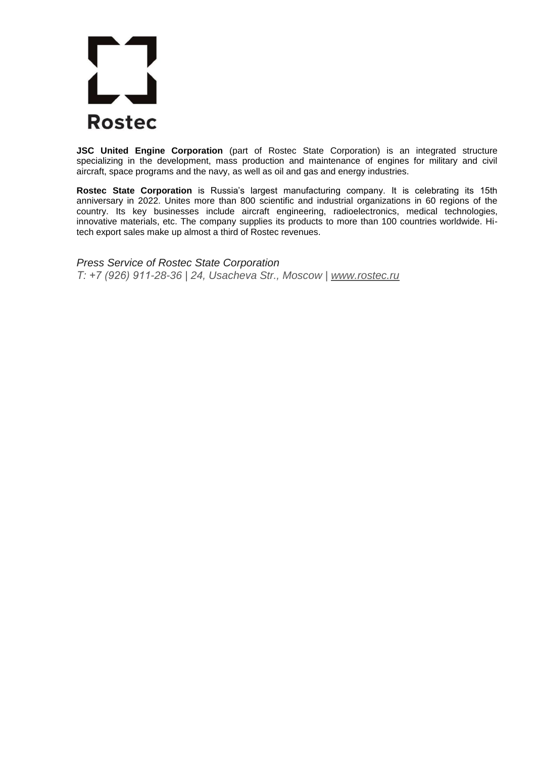**JSC United Engine Corporation** (part of Rostec State Corporation) is an integrated structure specializing in the development, mass production and maintenance of engines for military and civil aircraft, space programs and the navy, as well as oil and gas and energy industries.

**Rostec State Corporation** is Russia's largest manufacturing company. It is celebrating its 15th anniversary in 2022. Unites more than 800 scientific and industrial organizations in 60 regions of the country. Its key businesses include aircraft engineering, radioelectronics, medical technologies, innovative materials, etc. The company supplies its products to more than 100 countries worldwide. Hi-tech export sales make up almost a third of Rostec revenues.

*Press Service of Rostec State Corporation*
*T: +7 (926) 911-28-36 | 24, Usacheva Str., Moscow | www.rostec.ru*